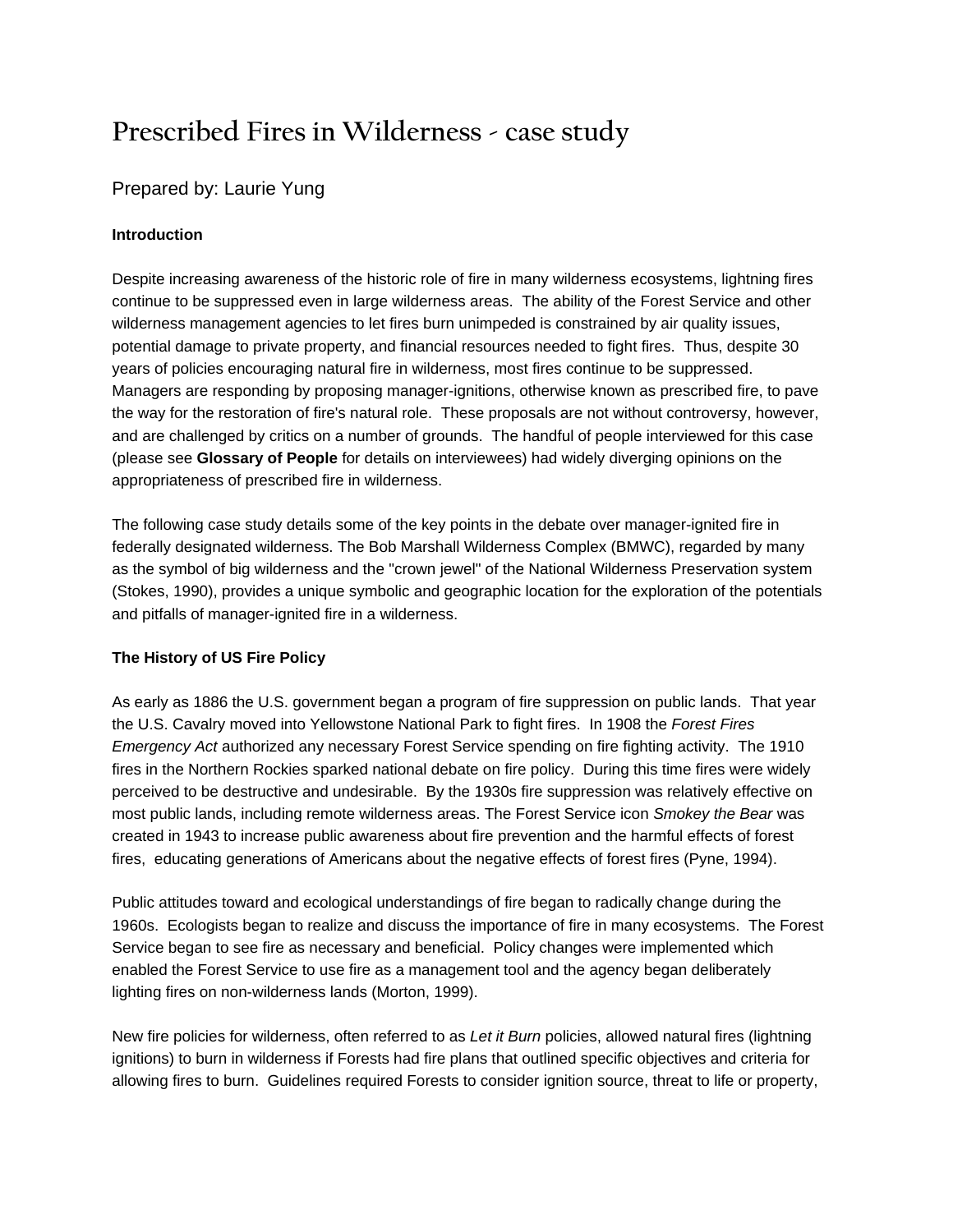# Prescribed Fires in Wilderness - case study

Prepared by: Laurie Yung

**Introduction**

Despite increasing awareness of the historic role of fire in many wilderness ecosystems, lightning fires continue to be suppressed even in large wilderness areas. The ability of the Forest Service and other wilderness management agencies to let fires burn unimpeded is constrained by air quality issues, potential damage to private property, and financial resources needed to fight fires. Thus, despite 30 years of policies encouraging natural fire in wilderness, most fires continue to be suppressed. Managers are responding by proposing manager-ignitions, otherwise known as prescribed fire, to pave the way for the restoration of fire's natural role. These proposals are not without controversy, however, and are challenged by critics on a number of grounds. The handful of people interviewed for this case (please see **Glossary of People** for details on interviewees) had widely diverging opinions on the appropriateness of prescribed fire in wilderness.

The following case study details some of the key points in the debate over manager-ignited fire in federally designated wilderness. The Bob Marshall Wilderness Complex (BMWC), regarded by many as the symbol of big wilderness and the "crown jewel" of the National Wilderness Preservation system (Stokes, 1990), provides a unique symbolic and geographic location for the exploration of the potentials and pitfalls of manager-ignited fire in a wilderness.

**The History of US Fire Policy**

As early as 1886 the U.S. government began a program of fire suppression on public lands. That year the U.S. Cavalry moved into Yellowstone National Park to fight fires. In 1908 the *Forest Fires Emergency Act* authorized any necessary Forest Service spending on fire fighting activity. The 1910 fires in the Northern Rockies sparked national debate on fire policy. During this time fires were widely perceived to be destructive and undesirable. By the 1930s fire suppression was relatively effective on most public lands, including remote wilderness areas. The Forest Service icon *Smokey the Bear* was created in 1943 to increase public awareness about fire prevention and the harmful effects of forest fires, educating generations of Americans about the negative effects of forest fires (Pyne, 1994).

Public attitudes toward and ecological understandings of fire began to radically change during the 1960s. Ecologists began to realize and discuss the importance of fire in many ecosystems. The Forest Service began to see fire as necessary and beneficial. Policy changes were implemented which enabled the Forest Service to use fire as a management tool and the agency began deliberately lighting fires on non-wilderness lands (Morton, 1999).

New fire policies for wilderness, often referred to as *Let it Burn* policies, allowed natural fires (lightning ignitions) to burn in wilderness if Forests had fire plans that outlined specific objectives and criteria for allowing fires to burn. Guidelines required Forests to consider ignition source, threat to life or property,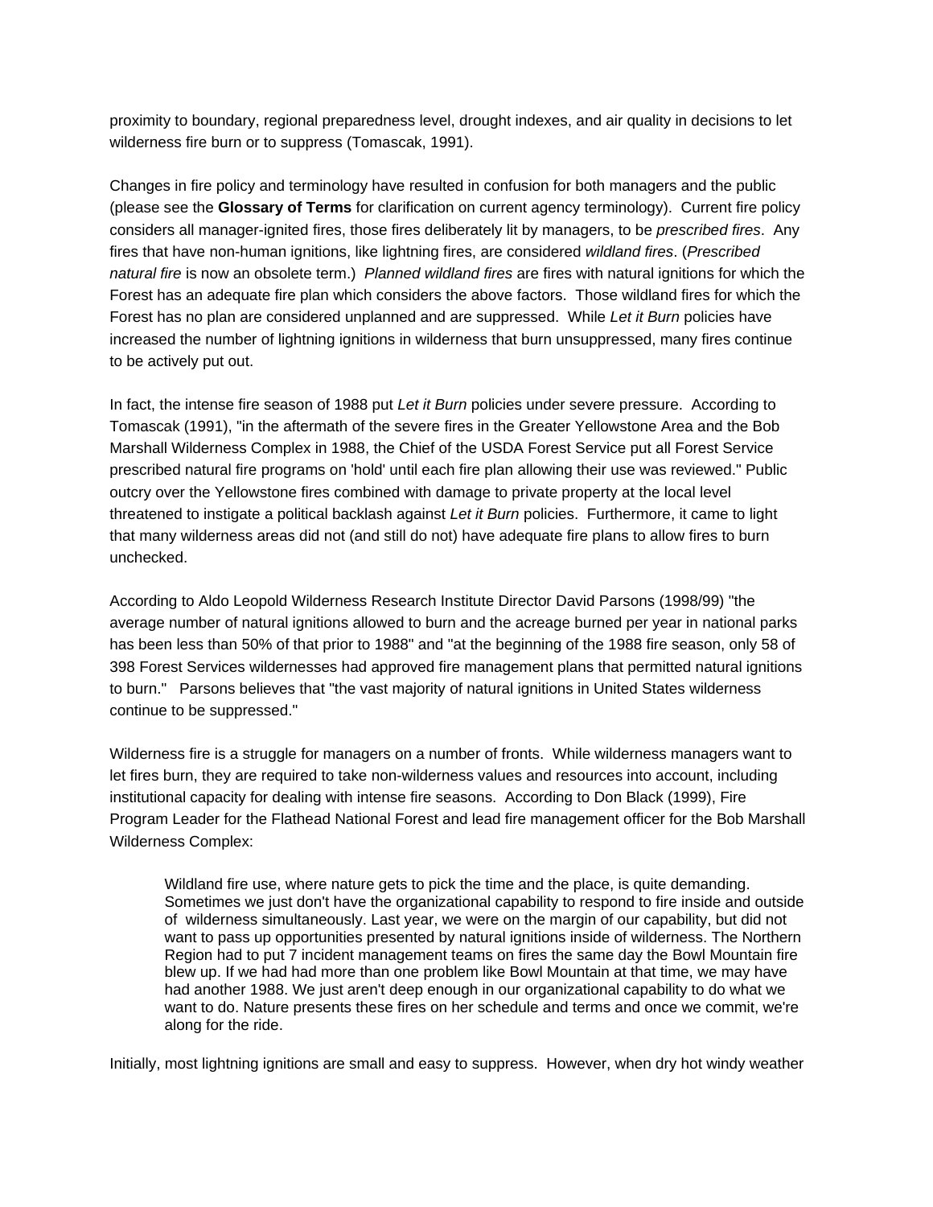proximity to boundary, regional preparedness level, drought indexes, and air quality in decisions to let wilderness fire burn or to suppress (Tomascak, 1991).

Changes in fire policy and terminology have resulted in confusion for both managers and the public (please see the **Glossary of Terms** for clarification on current agency terminology). Current fire policy considers all manager-ignited fires, those fires deliberately lit by managers, to be *prescribed fires*. Any fires that have non-human ignitions, like lightning fires, are considered *wildland fires*. (*Prescribed natural fire* is now an obsolete term.) *Planned wildland fires* are fires with natural ignitions for which the Forest has an adequate fire plan which considers the above factors. Those wildland fires for which the Forest has no plan are considered unplanned and are suppressed. While *Let it Burn* policies have increased the number of lightning ignitions in wilderness that burn unsuppressed, many fires continue to be actively put out.

In fact, the intense fire season of 1988 put *Let it Burn* policies under severe pressure. According to Tomascak (1991), "in the aftermath of the severe fires in the Greater Yellowstone Area and the Bob Marshall Wilderness Complex in 1988, the Chief of the USDA Forest Service put all Forest Service prescribed natural fire programs on 'hold' until each fire plan allowing their use was reviewed." Public outcry over the Yellowstone fires combined with damage to private property at the local level threatened to instigate a political backlash against *Let it Burn* policies. Furthermore, it came to light that many wilderness areas did not (and still do not) have adequate fire plans to allow fires to burn unchecked.

According to Aldo Leopold Wilderness Research Institute Director David Parsons (1998/99) "the average number of natural ignitions allowed to burn and the acreage burned per year in national parks has been less than 50% of that prior to 1988" and "at the beginning of the 1988 fire season, only 58 of 398 Forest Services wildernesses had approved fire management plans that permitted natural ignitions to burn." Parsons believes that "the vast majority of natural ignitions in United States wilderness continue to be suppressed."

Wilderness fire is a struggle for managers on a number of fronts. While wilderness managers want to let fires burn, they are required to take non-wilderness values and resources into account, including institutional capacity for dealing with intense fire seasons. According to Don Black (1999), Fire Program Leader for the Flathead National Forest and lead fire management officer for the Bob Marshall Wilderness Complex:

> Wildland fire use, where nature gets to pick the time and the place, is quite demanding. Sometimes we just don't have the organizational capability to respond to fire inside and outside of wilderness simultaneously. Last year, we were on the margin of our capability, but did not want to pass up opportunities presented by natural ignitions inside of wilderness. The Northern Region had to put 7 incident management teams on fires the same day the Bowl Mountain fire blew up. If we had had more than one problem like Bowl Mountain at that time, we may have had another 1988. We just aren't deep enough in our organizational capability to do what we want to do. Nature presents these fires on her schedule and terms and once we commit, we're along for the ride.

Initially, most lightning ignitions are small and easy to suppress. However, when dry hot windy weather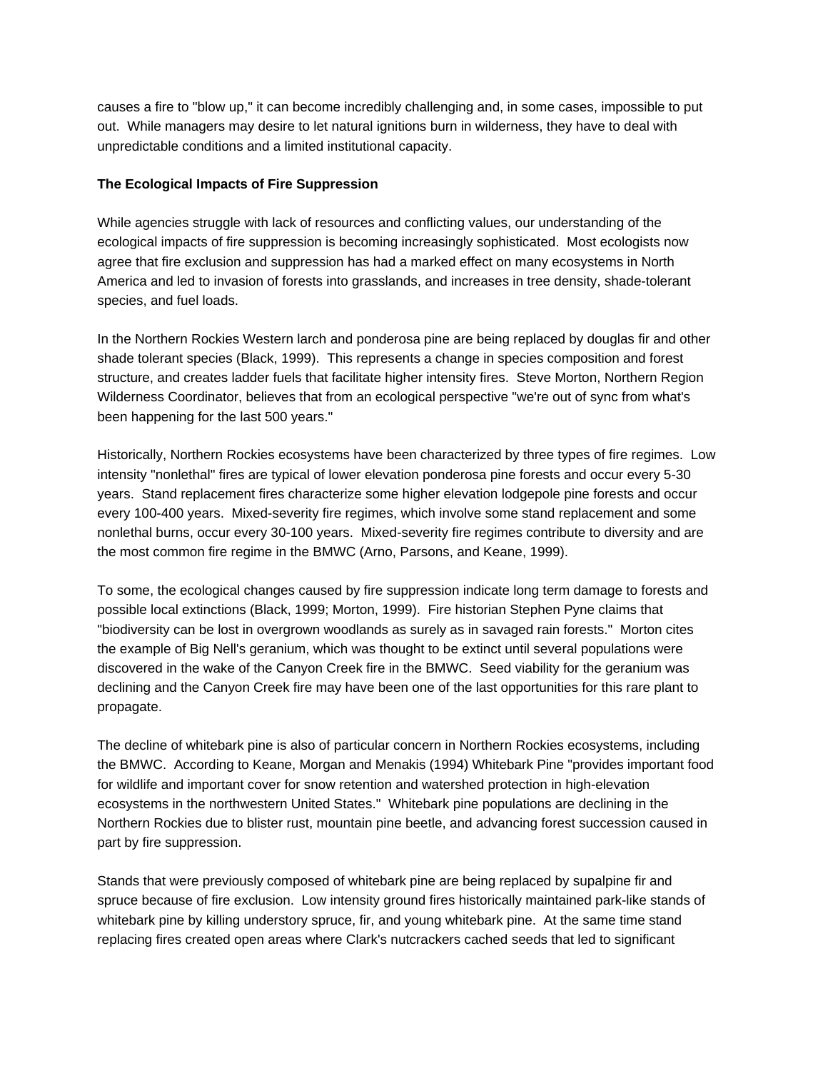causes a fire to "blow up," it can become incredibly challenging and, in some cases, impossible to put out. While managers may desire to let natural ignitions burn in wilderness, they have to deal with unpredictable conditions and a limited institutional capacity.

**The Ecological Impacts of Fire Suppression**

While agencies struggle with lack of resources and conflicting values, our understanding of the ecological impacts of fire suppression is becoming increasingly sophisticated. Most ecologists now agree that fire exclusion and suppression has had a marked effect on many ecosystems in North America and led to invasion of forests into grasslands, and increases in tree density, shade-tolerant species, and fuel loads.

In the Northern Rockies Western larch and ponderosa pine are being replaced by douglas fir and other shade tolerant species (Black, 1999). This represents a change in species composition and forest structure, and creates ladder fuels that facilitate higher intensity fires. Steve Morton, Northern Region Wilderness Coordinator, believes that from an ecological perspective "we're out of sync from what's been happening for the last 500 years."

Historically, Northern Rockies ecosystems have been characterized by three types of fire regimes. Low intensity "nonlethal" fires are typical of lower elevation ponderosa pine forests and occur every 5-30 years. Stand replacement fires characterize some higher elevation lodgepole pine forests and occur every 100-400 years. Mixed-severity fire regimes, which involve some stand replacement and some nonlethal burns, occur every 30-100 years. Mixed-severity fire regimes contribute to diversity and are the most common fire regime in the BMWC (Arno, Parsons, and Keane, 1999).

To some, the ecological changes caused by fire suppression indicate long term damage to forests and possible local extinctions (Black, 1999; Morton, 1999). Fire historian Stephen Pyne claims that "biodiversity can be lost in overgrown woodlands as surely as in savaged rain forests." Morton cites the example of Big Nell's geranium, which was thought to be extinct until several populations were discovered in the wake of the Canyon Creek fire in the BMWC. Seed viability for the geranium was declining and the Canyon Creek fire may have been one of the last opportunities for this rare plant to propagate.

The decline of whitebark pine is also of particular concern in Northern Rockies ecosystems, including the BMWC. According to Keane, Morgan and Menakis (1994) Whitebark Pine "provides important food for wildlife and important cover for snow retention and watershed protection in high-elevation ecosystems in the northwestern United States." Whitebark pine populations are declining in the Northern Rockies due to blister rust, mountain pine beetle, and advancing forest succession caused in part by fire suppression.

Stands that were previously composed of whitebark pine are being replaced by supalpine fir and spruce because of fire exclusion. Low intensity ground fires historically maintained park-like stands of whitebark pine by killing understory spruce, fir, and young whitebark pine. At the same time stand replacing fires created open areas where Clark's nutcrackers cached seeds that led to significant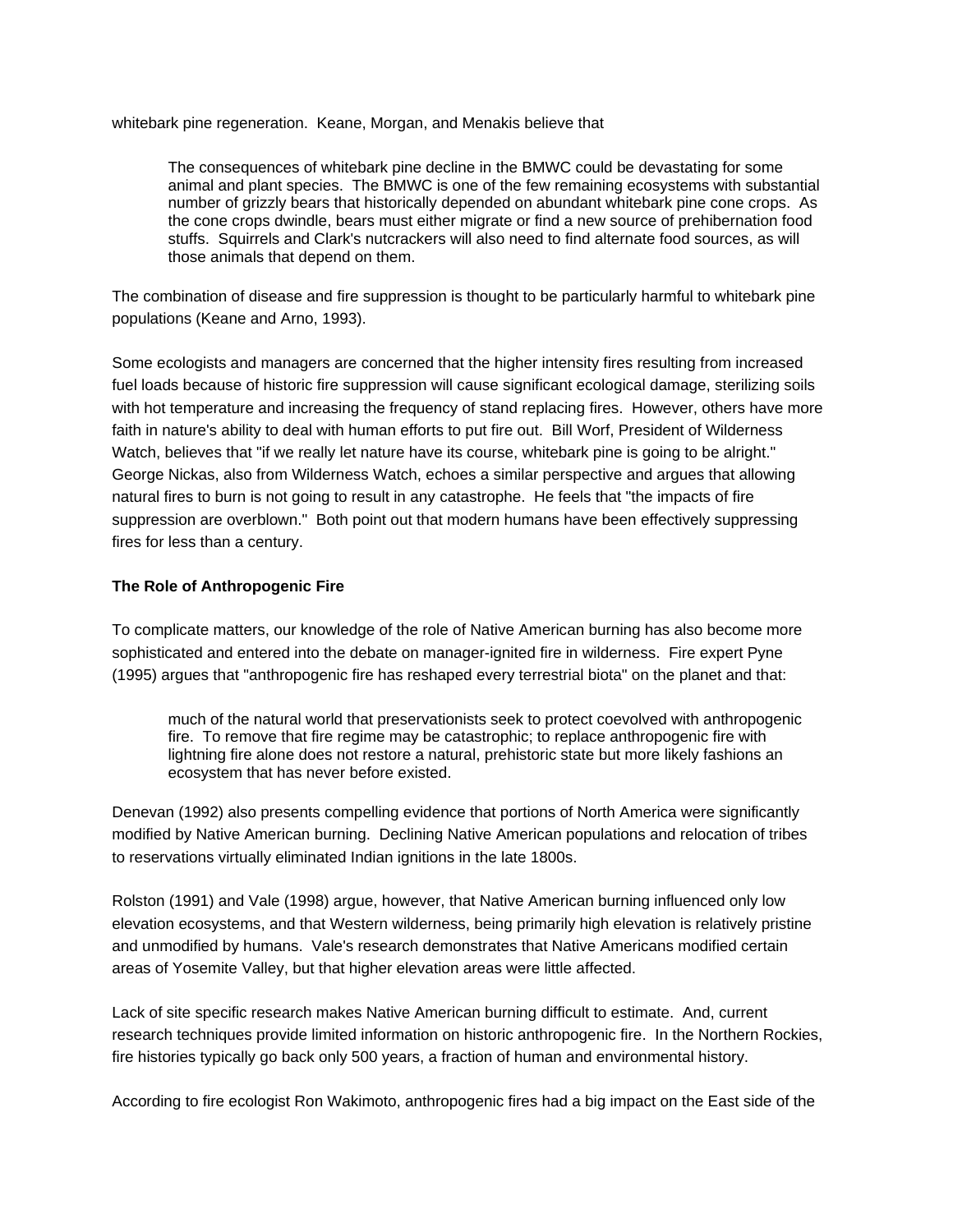whitebark pine regeneration. Keane, Morgan, and Menakis believe that

> The consequences of whitebark pine decline in the BMWC could be devastating for some animal and plant species. The BMWC is one of the few remaining ecosystems with substantial number of grizzly bears that historically depended on abundant whitebark pine cone crops. As the cone crops dwindle, bears must either migrate or find a new source of prehibernation food stuffs. Squirrels and Clark's nutcrackers will also need to find alternate food sources, as will those animals that depend on them.

The combination of disease and fire suppression is thought to be particularly harmful to whitebark pine populations (Keane and Arno, 1993).

Some ecologists and managers are concerned that the higher intensity fires resulting from increased fuel loads because of historic fire suppression will cause significant ecological damage, sterilizing soils with hot temperature and increasing the frequency of stand replacing fires. However, others have more faith in nature's ability to deal with human efforts to put fire out. Bill Worf, President of Wilderness Watch, believes that "if we really let nature have its course, whitebark pine is going to be alright." George Nickas, also from Wilderness Watch, echoes a similar perspective and argues that allowing natural fires to burn is not going to result in any catastrophe. He feels that "the impacts of fire suppression are overblown." Both point out that modern humans have been effectively suppressing fires for less than a century.

**The Role of Anthropogenic Fire**

To complicate matters, our knowledge of the role of Native American burning has also become more sophisticated and entered into the debate on manager-ignited fire in wilderness. Fire expert Pyne (1995) argues that "anthropogenic fire has reshaped every terrestrial biota" on the planet and that:

> much of the natural world that preservationists seek to protect coevolved with anthropogenic fire. To remove that fire regime may be catastrophic; to replace anthropogenic fire with lightning fire alone does not restore a natural, prehistoric state but more likely fashions an ecosystem that has never before existed.

Denevan (1992) also presents compelling evidence that portions of North America were significantly modified by Native American burning. Declining Native American populations and relocation of tribes to reservations virtually eliminated Indian ignitions in the late 1800s.

Rolston (1991) and Vale (1998) argue, however, that Native American burning influenced only low elevation ecosystems, and that Western wilderness, being primarily high elevation is relatively pristine and unmodified by humans. Vale's research demonstrates that Native Americans modified certain areas of Yosemite Valley, but that higher elevation areas were little affected.

Lack of site specific research makes Native American burning difficult to estimate. And, current research techniques provide limited information on historic anthropogenic fire. In the Northern Rockies, fire histories typically go back only 500 years, a fraction of human and environmental history.

According to fire ecologist Ron Wakimoto, anthropogenic fires had a big impact on the East side of the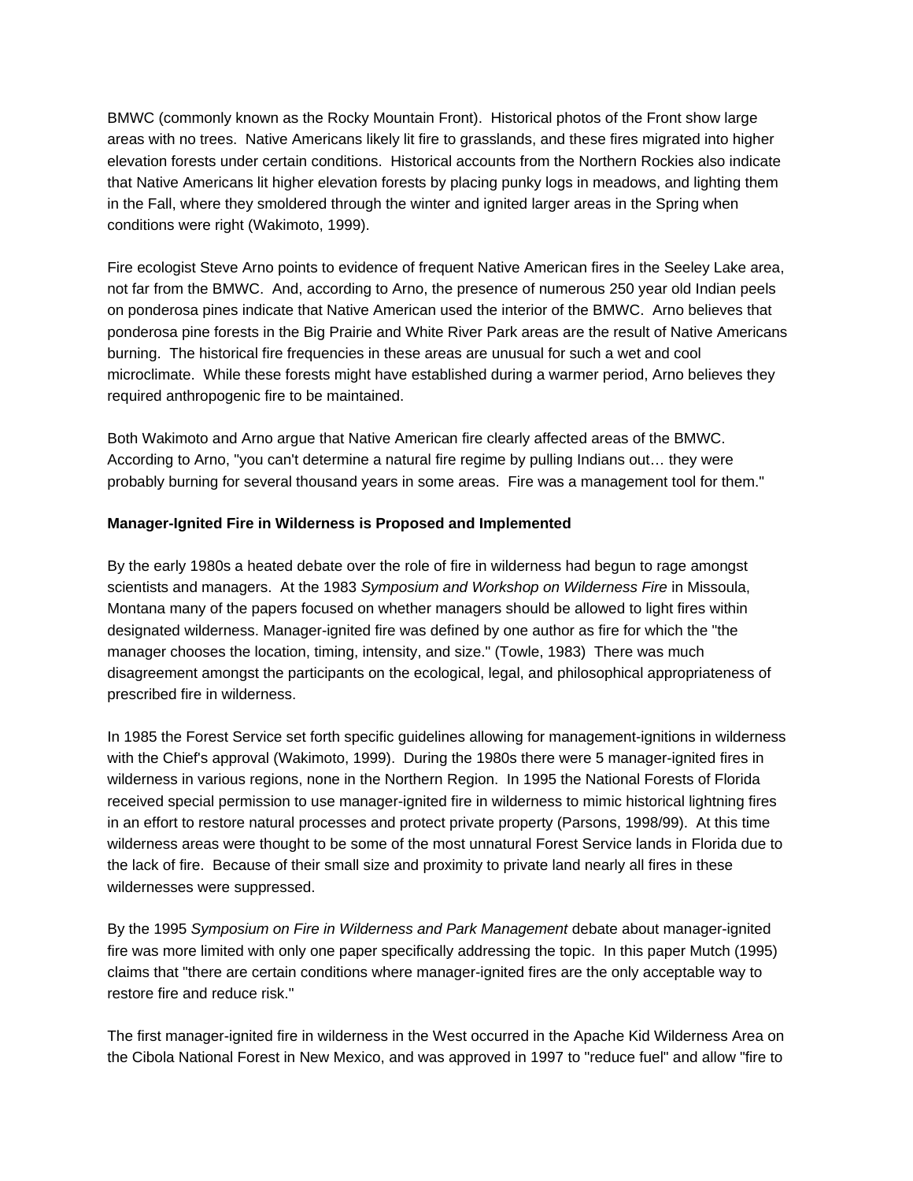BMWC (commonly known as the Rocky Mountain Front). Historical photos of the Front show large areas with no trees. Native Americans likely lit fire to grasslands, and these fires migrated into higher elevation forests under certain conditions. Historical accounts from the Northern Rockies also indicate that Native Americans lit higher elevation forests by placing punky logs in meadows, and lighting them in the Fall, where they smoldered through the winter and ignited larger areas in the Spring when conditions were right (Wakimoto, 1999).

Fire ecologist Steve Arno points to evidence of frequent Native American fires in the Seeley Lake area, not far from the BMWC. And, according to Arno, the presence of numerous 250 year old Indian peels on ponderosa pines indicate that Native American used the interior of the BMWC. Arno believes that ponderosa pine forests in the Big Prairie and White River Park areas are the result of Native Americans burning. The historical fire frequencies in these areas are unusual for such a wet and cool microclimate. While these forests might have established during a warmer period, Arno believes they required anthropogenic fire to be maintained.

Both Wakimoto and Arno argue that Native American fire clearly affected areas of the BMWC. According to Arno, "you can't determine a natural fire regime by pulling Indians out… they were probably burning for several thousand years in some areas. Fire was a management tool for them."

**Manager-Ignited Fire in Wilderness is Proposed and Implemented**

By the early 1980s a heated debate over the role of fire in wilderness had begun to rage amongst scientists and managers. At the 1983 *Symposium and Workshop on Wilderness Fire* in Missoula, Montana many of the papers focused on whether managers should be allowed to light fires within designated wilderness. Manager-ignited fire was defined by one author as fire for which the "the manager chooses the location, timing, intensity, and size." (Towle, 1983) There was much disagreement amongst the participants on the ecological, legal, and philosophical appropriateness of prescribed fire in wilderness.

In 1985 the Forest Service set forth specific guidelines allowing for management-ignitions in wilderness with the Chief's approval (Wakimoto, 1999). During the 1980s there were 5 manager-ignited fires in wilderness in various regions, none in the Northern Region. In 1995 the National Forests of Florida received special permission to use manager-ignited fire in wilderness to mimic historical lightning fires in an effort to restore natural processes and protect private property (Parsons, 1998/99). At this time wilderness areas were thought to be some of the most unnatural Forest Service lands in Florida due to the lack of fire. Because of their small size and proximity to private land nearly all fires in these wildernesses were suppressed.

By the 1995 *Symposium on Fire in Wilderness and Park Management* debate about manager-ignited fire was more limited with only one paper specifically addressing the topic. In this paper Mutch (1995) claims that "there are certain conditions where manager-ignited fires are the only acceptable way to restore fire and reduce risk."

The first manager-ignited fire in wilderness in the West occurred in the Apache Kid Wilderness Area on the Cibola National Forest in New Mexico, and was approved in 1997 to "reduce fuel" and allow "fire to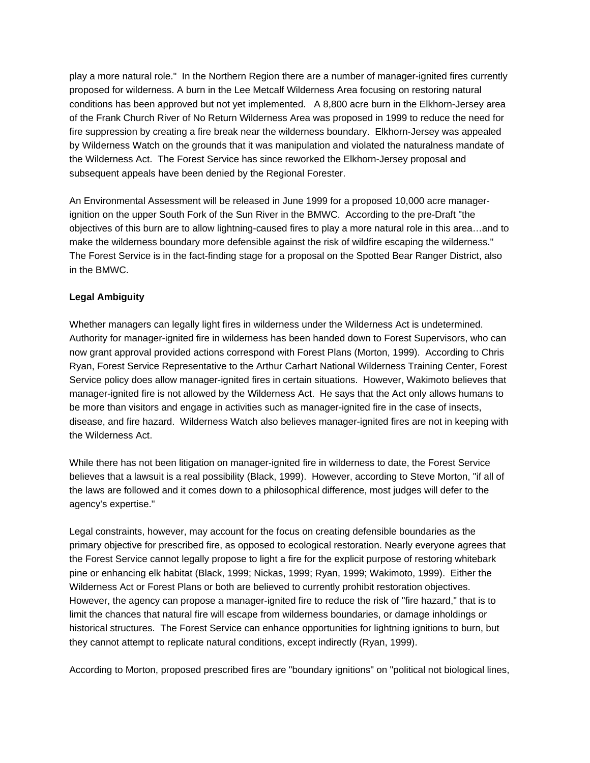play a more natural role." In the Northern Region there are a number of manager-ignited fires currently proposed for wilderness. A burn in the Lee Metcalf Wilderness Area focusing on restoring natural conditions has been approved but not yet implemented. A 8,800 acre burn in the Elkhorn-Jersey area of the Frank Church River of No Return Wilderness Area was proposed in 1999 to reduce the need for fire suppression by creating a fire break near the wilderness boundary. Elkhorn-Jersey was appealed by Wilderness Watch on the grounds that it was manipulation and violated the naturalness mandate of the Wilderness Act. The Forest Service has since reworked the Elkhorn-Jersey proposal and subsequent appeals have been denied by the Regional Forester.

An Environmental Assessment will be released in June 1999 for a proposed 10,000 acre manager-ignition on the upper South Fork of the Sun River in the BMWC. According to the pre-Draft "the objectives of this burn are to allow lightning-caused fires to play a more natural role in this area…and to make the wilderness boundary more defensible against the risk of wildfire escaping the wilderness." The Forest Service is in the fact-finding stage for a proposal on the Spotted Bear Ranger District, also in the BMWC.

**Legal Ambiguity**

Whether managers can legally light fires in wilderness under the Wilderness Act is undetermined. Authority for manager-ignited fire in wilderness has been handed down to Forest Supervisors, who can now grant approval provided actions correspond with Forest Plans (Morton, 1999). According to Chris Ryan, Forest Service Representative to the Arthur Carhart National Wilderness Training Center, Forest Service policy does allow manager-ignited fires in certain situations. However, Wakimoto believes that manager-ignited fire is not allowed by the Wilderness Act. He says that the Act only allows humans to be more than visitors and engage in activities such as manager-ignited fire in the case of insects, disease, and fire hazard. Wilderness Watch also believes manager-ignited fires are not in keeping with the Wilderness Act.

While there has not been litigation on manager-ignited fire in wilderness to date, the Forest Service believes that a lawsuit is a real possibility (Black, 1999). However, according to Steve Morton, "if all of the laws are followed and it comes down to a philosophical difference, most judges will defer to the agency's expertise."

Legal constraints, however, may account for the focus on creating defensible boundaries as the primary objective for prescribed fire, as opposed to ecological restoration. Nearly everyone agrees that the Forest Service cannot legally propose to light a fire for the explicit purpose of restoring whitebark pine or enhancing elk habitat (Black, 1999; Nickas, 1999; Ryan, 1999; Wakimoto, 1999). Either the Wilderness Act or Forest Plans or both are believed to currently prohibit restoration objectives. However, the agency can propose a manager-ignited fire to reduce the risk of "fire hazard," that is to limit the chances that natural fire will escape from wilderness boundaries, or damage inholdings or historical structures. The Forest Service can enhance opportunities for lightning ignitions to burn, but they cannot attempt to replicate natural conditions, except indirectly (Ryan, 1999).

According to Morton, proposed prescribed fires are "boundary ignitions" on "political not biological lines,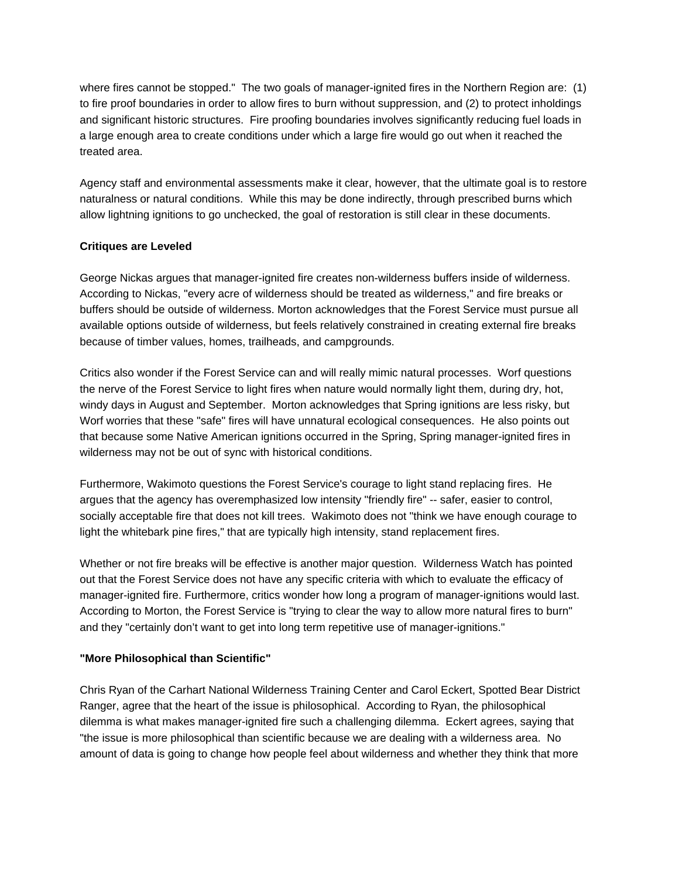where fires cannot be stopped." The two goals of manager-ignited fires in the Northern Region are: (1) to fire proof boundaries in order to allow fires to burn without suppression, and (2) to protect inholdings and significant historic structures. Fire proofing boundaries involves significantly reducing fuel loads in a large enough area to create conditions under which a large fire would go out when it reached the treated area.

Agency staff and environmental assessments make it clear, however, that the ultimate goal is to restore naturalness or natural conditions. While this may be done indirectly, through prescribed burns which allow lightning ignitions to go unchecked, the goal of restoration is still clear in these documents.

**Critiques are Leveled**

George Nickas argues that manager-ignited fire creates non-wilderness buffers inside of wilderness. According to Nickas, "every acre of wilderness should be treated as wilderness," and fire breaks or buffers should be outside of wilderness. Morton acknowledges that the Forest Service must pursue all available options outside of wilderness, but feels relatively constrained in creating external fire breaks because of timber values, homes, trailheads, and campgrounds.

Critics also wonder if the Forest Service can and will really mimic natural processes. Worf questions the nerve of the Forest Service to light fires when nature would normally light them, during dry, hot, windy days in August and September. Morton acknowledges that Spring ignitions are less risky, but Worf worries that these "safe" fires will have unnatural ecological consequences. He also points out that because some Native American ignitions occurred in the Spring, Spring manager-ignited fires in wilderness may not be out of sync with historical conditions.

Furthermore, Wakimoto questions the Forest Service's courage to light stand replacing fires. He argues that the agency has overemphasized low intensity "friendly fire" -- safer, easier to control, socially acceptable fire that does not kill trees. Wakimoto does not "think we have enough courage to light the whitebark pine fires," that are typically high intensity, stand replacement fires.

Whether or not fire breaks will be effective is another major question. Wilderness Watch has pointed out that the Forest Service does not have any specific criteria with which to evaluate the efficacy of manager-ignited fire. Furthermore, critics wonder how long a program of manager-ignitions would last. According to Morton, the Forest Service is "trying to clear the way to allow more natural fires to burn" and they "certainly don't want to get into long term repetitive use of manager-ignitions."

**"More Philosophical than Scientific"**

Chris Ryan of the Carhart National Wilderness Training Center and Carol Eckert, Spotted Bear District Ranger, agree that the heart of the issue is philosophical. According to Ryan, the philosophical dilemma is what makes manager-ignited fire such a challenging dilemma. Eckert agrees, saying that "the issue is more philosophical than scientific because we are dealing with a wilderness area. No amount of data is going to change how people feel about wilderness and whether they think that more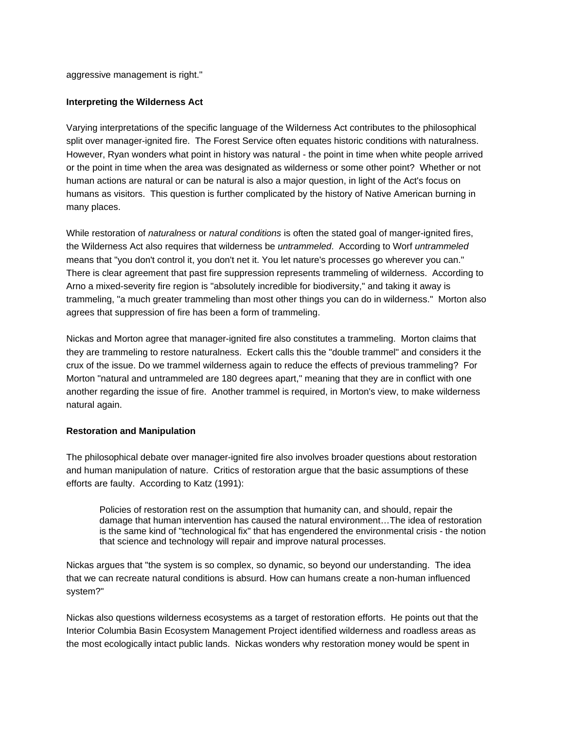aggressive management is right."

**Interpreting the Wilderness Act**

Varying interpretations of the specific language of the Wilderness Act contributes to the philosophical split over manager-ignited fire. The Forest Service often equates historic conditions with naturalness. However, Ryan wonders what point in history was natural - the point in time when white people arrived or the point in time when the area was designated as wilderness or some other point? Whether or not human actions are natural or can be natural is also a major question, in light of the Act's focus on humans as visitors. This question is further complicated by the history of Native American burning in many places.

While restoration of *naturalness* or *natural conditions* is often the stated goal of manger-ignited fires, the Wilderness Act also requires that wilderness be *untrammeled*. According to Worf *untrammeled* means that "you don't control it, you don't net it. You let nature's processes go wherever you can." There is clear agreement that past fire suppression represents trammeling of wilderness. According to Arno a mixed-severity fire region is "absolutely incredible for biodiversity," and taking it away is trammeling, "a much greater trammeling than most other things you can do in wilderness." Morton also agrees that suppression of fire has been a form of trammeling.

Nickas and Morton agree that manager-ignited fire also constitutes a trammeling. Morton claims that they are trammeling to restore naturalness. Eckert calls this the "double trammel" and considers it the crux of the issue. Do we trammel wilderness again to reduce the effects of previous trammeling? For Morton "natural and untrammeled are 180 degrees apart," meaning that they are in conflict with one another regarding the issue of fire. Another trammel is required, in Morton's view, to make wilderness natural again.

**Restoration and Manipulation**

The philosophical debate over manager-ignited fire also involves broader questions about restoration and human manipulation of nature. Critics of restoration argue that the basic assumptions of these efforts are faulty. According to Katz (1991):

> Policies of restoration rest on the assumption that humanity can, and should, repair the damage that human intervention has caused the natural environment…The idea of restoration is the same kind of "technological fix" that has engendered the environmental crisis - the notion that science and technology will repair and improve natural processes.

Nickas argues that "the system is so complex, so dynamic, so beyond our understanding. The idea that we can recreate natural conditions is absurd. How can humans create a non-human influenced system?"

Nickas also questions wilderness ecosystems as a target of restoration efforts. He points out that the Interior Columbia Basin Ecosystem Management Project identified wilderness and roadless areas as the most ecologically intact public lands. Nickas wonders why restoration money would be spent in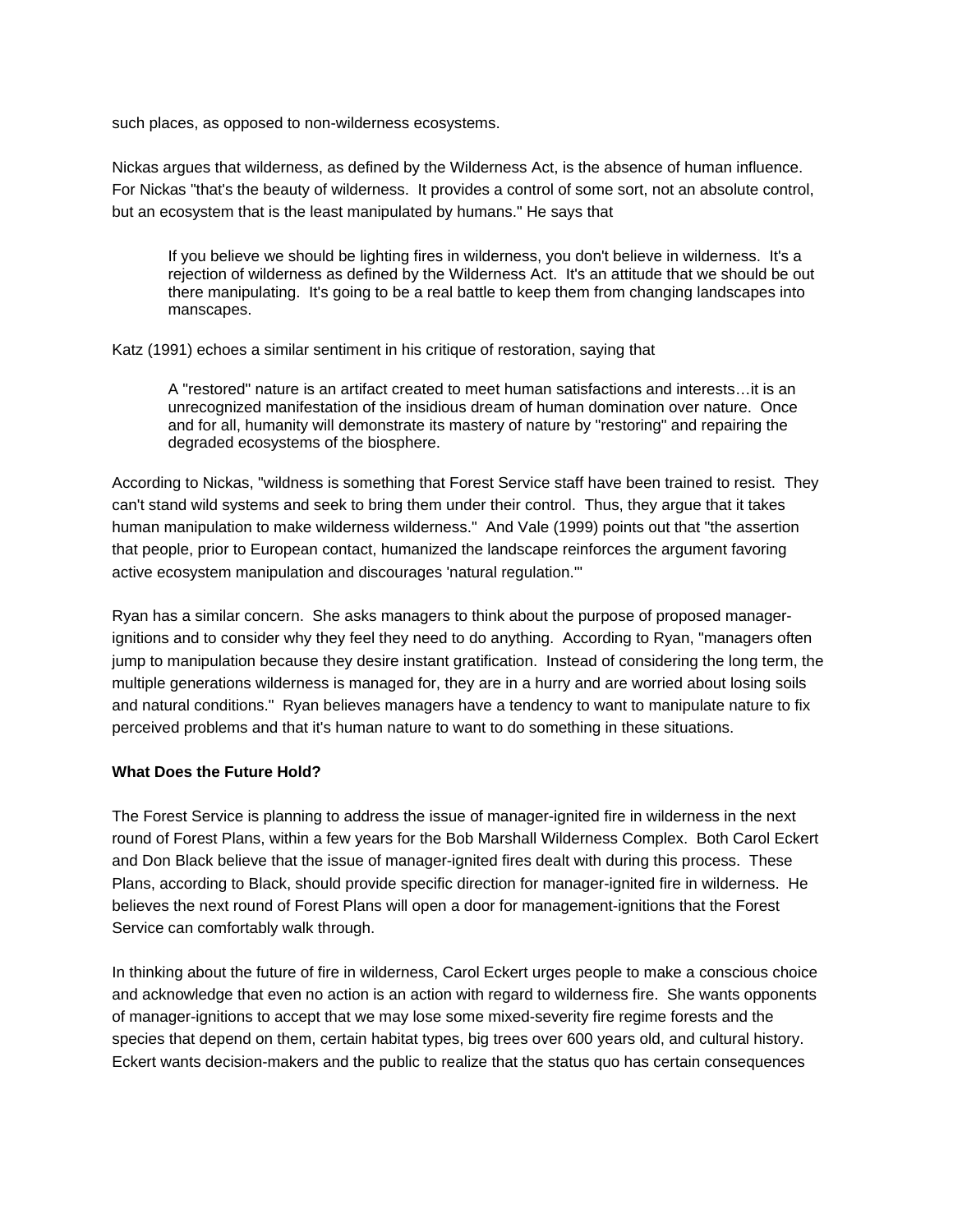such places, as opposed to non-wilderness ecosystems.

Nickas argues that wilderness, as defined by the Wilderness Act, is the absence of human influence. For Nickas "that's the beauty of wilderness. It provides a control of some sort, not an absolute control, but an ecosystem that is the least manipulated by humans." He says that

> If you believe we should be lighting fires in wilderness, you don't believe in wilderness. It's a rejection of wilderness as defined by the Wilderness Act. It's an attitude that we should be out there manipulating. It's going to be a real battle to keep them from changing landscapes into manscapes.

Katz (1991) echoes a similar sentiment in his critique of restoration, saying that

> A "restored" nature is an artifact created to meet human satisfactions and interests…it is an unrecognized manifestation of the insidious dream of human domination over nature. Once and for all, humanity will demonstrate its mastery of nature by "restoring" and repairing the degraded ecosystems of the biosphere.

According to Nickas, "wildness is something that Forest Service staff have been trained to resist. They can't stand wild systems and seek to bring them under their control. Thus, they argue that it takes human manipulation to make wilderness wilderness." And Vale (1999) points out that "the assertion that people, prior to European contact, humanized the landscape reinforces the argument favoring active ecosystem manipulation and discourages 'natural regulation.'"

Ryan has a similar concern. She asks managers to think about the purpose of proposed manager-ignitions and to consider why they feel they need to do anything. According to Ryan, "managers often jump to manipulation because they desire instant gratification. Instead of considering the long term, the multiple generations wilderness is managed for, they are in a hurry and are worried about losing soils and natural conditions." Ryan believes managers have a tendency to want to manipulate nature to fix perceived problems and that it's human nature to want to do something in these situations.

**What Does the Future Hold?**

The Forest Service is planning to address the issue of manager-ignited fire in wilderness in the next round of Forest Plans, within a few years for the Bob Marshall Wilderness Complex. Both Carol Eckert and Don Black believe that the issue of manager-ignited fires dealt with during this process. These Plans, according to Black, should provide specific direction for manager-ignited fire in wilderness. He believes the next round of Forest Plans will open a door for management-ignitions that the Forest Service can comfortably walk through.

In thinking about the future of fire in wilderness, Carol Eckert urges people to make a conscious choice and acknowledge that even no action is an action with regard to wilderness fire. She wants opponents of manager-ignitions to accept that we may lose some mixed-severity fire regime forests and the species that depend on them, certain habitat types, big trees over 600 years old, and cultural history. Eckert wants decision-makers and the public to realize that the status quo has certain consequences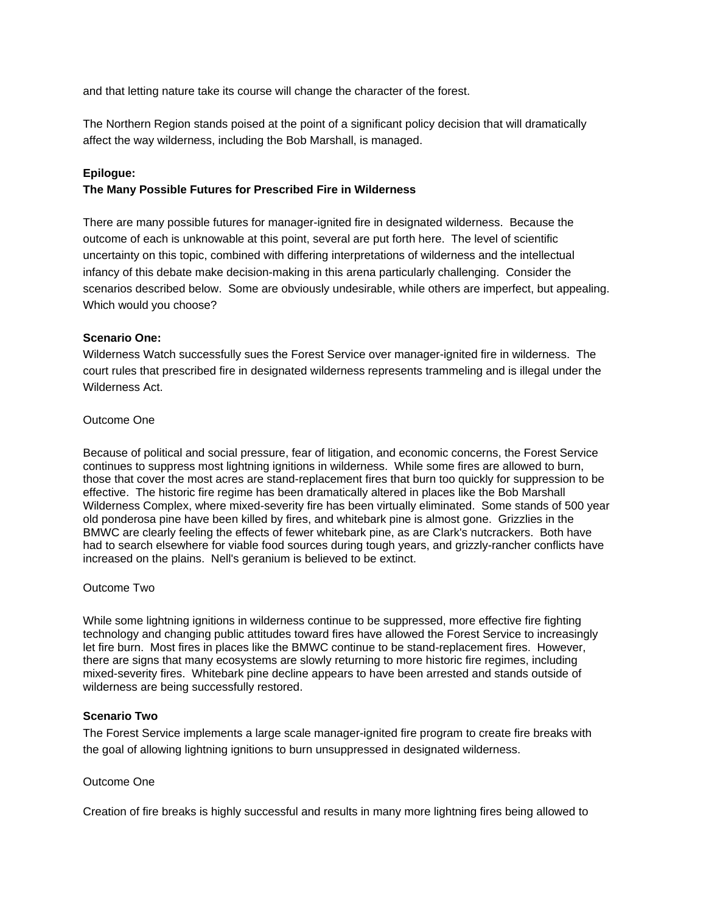and that letting nature take its course will change the character of the forest.

The Northern Region stands poised at the point of a significant policy decision that will dramatically affect the way wilderness, including the Bob Marshall, is managed.

## Epilogue:
## The Many Possible Futures for Prescribed Fire in Wilderness

There are many possible futures for manager-ignited fire in designated wilderness. Because the outcome of each is unknowable at this point, several are put forth here. The level of scientific uncertainty on this topic, combined with differing interpretations of wilderness and the intellectual infancy of this debate make decision-making in this arena particularly challenging. Consider the scenarios described below. Some are obviously undesirable, while others are imperfect, but appealing. Which would you choose?

**Scenario One:**

Wilderness Watch successfully sues the Forest Service over manager-ignited fire in wilderness. The court rules that prescribed fire in designated wilderness represents trammeling and is illegal under the Wilderness Act.

Outcome One

Because of political and social pressure, fear of litigation, and economic concerns, the Forest Service continues to suppress most lightning ignitions in wilderness. While some fires are allowed to burn, those that cover the most acres are stand-replacement fires that burn too quickly for suppression to be effective. The historic fire regime has been dramatically altered in places like the Bob Marshall Wilderness Complex, where mixed-severity fire has been virtually eliminated. Some stands of 500 year old ponderosa pine have been killed by fires, and whitebark pine is almost gone. Grizzlies in the BMWC are clearly feeling the effects of fewer whitebark pine, as are Clark's nutcrackers. Both have had to search elsewhere for viable food sources during tough years, and grizzly-rancher conflicts have increased on the plains. Nell's geranium is believed to be extinct.

Outcome Two

While some lightning ignitions in wilderness continue to be suppressed, more effective fire fighting technology and changing public attitudes toward fires have allowed the Forest Service to increasingly let fire burn. Most fires in places like the BMWC continue to be stand-replacement fires. However, there are signs that many ecosystems are slowly returning to more historic fire regimes, including mixed-severity fires. Whitebark pine decline appears to have been arrested and stands outside of wilderness are being successfully restored.

**Scenario Two**

The Forest Service implements a large scale manager-ignited fire program to create fire breaks with the goal of allowing lightning ignitions to burn unsuppressed in designated wilderness.

Outcome One

Creation of fire breaks is highly successful and results in many more lightning fires being allowed to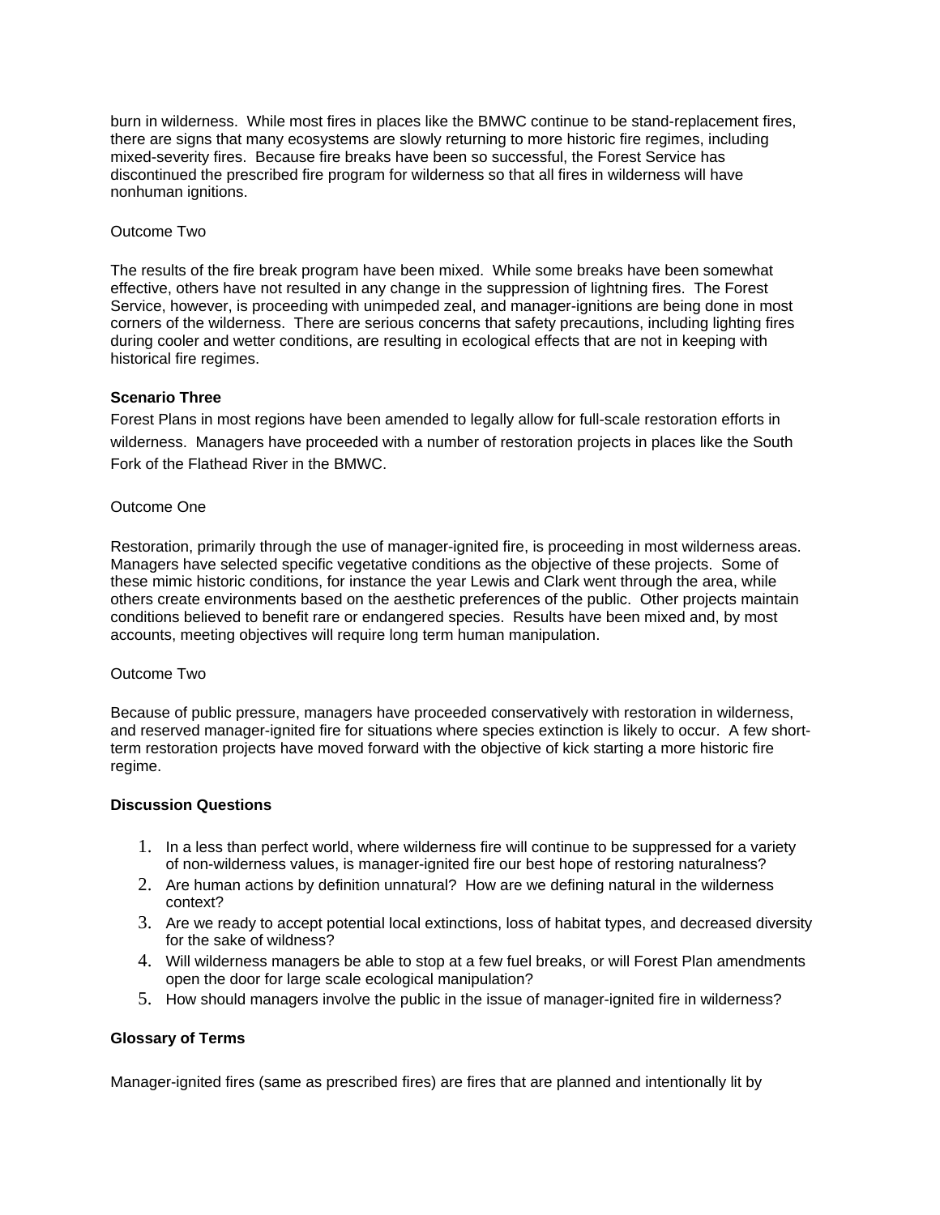burn in wilderness. While most fires in places like the BMWC continue to be stand-replacement fires, there are signs that many ecosystems are slowly returning to more historic fire regimes, including mixed-severity fires. Because fire breaks have been so successful, the Forest Service has discontinued the prescribed fire program for wilderness so that all fires in wilderness will have nonhuman ignitions.

Outcome Two

The results of the fire break program have been mixed. While some breaks have been somewhat effective, others have not resulted in any change in the suppression of lightning fires. The Forest Service, however, is proceeding with unimpeded zeal, and manager-ignitions are being done in most corners of the wilderness. There are serious concerns that safety precautions, including lighting fires during cooler and wetter conditions, are resulting in ecological effects that are not in keeping with historical fire regimes.

**Scenario Three**

Forest Plans in most regions have been amended to legally allow for full-scale restoration efforts in wilderness. Managers have proceeded with a number of restoration projects in places like the South Fork of the Flathead River in the BMWC.

Outcome One

Restoration, primarily through the use of manager-ignited fire, is proceeding in most wilderness areas. Managers have selected specific vegetative conditions as the objective of these projects. Some of these mimic historic conditions, for instance the year Lewis and Clark went through the area, while others create environments based on the aesthetic preferences of the public. Other projects maintain conditions believed to benefit rare or endangered species. Results have been mixed and, by most accounts, meeting objectives will require long term human manipulation.

Outcome Two

Because of public pressure, managers have proceeded conservatively with restoration in wilderness, and reserved manager-ignited fire for situations where species extinction is likely to occur. A few short-term restoration projects have moved forward with the objective of kick starting a more historic fire regime.

**Discussion Questions**

1. In a less than perfect world, where wilderness fire will continue to be suppressed for a variety of non-wilderness values, is manager-ignited fire our best hope of restoring naturalness?
2. Are human actions by definition unnatural? How are we defining natural in the wilderness context?
3. Are we ready to accept potential local extinctions, loss of habitat types, and decreased diversity for the sake of wildness?
4. Will wilderness managers be able to stop at a few fuel breaks, or will Forest Plan amendments open the door for large scale ecological manipulation?
5. How should managers involve the public in the issue of manager-ignited fire in wilderness?

**Glossary of Terms**

Manager-ignited fires (same as prescribed fires) are fires that are planned and intentionally lit by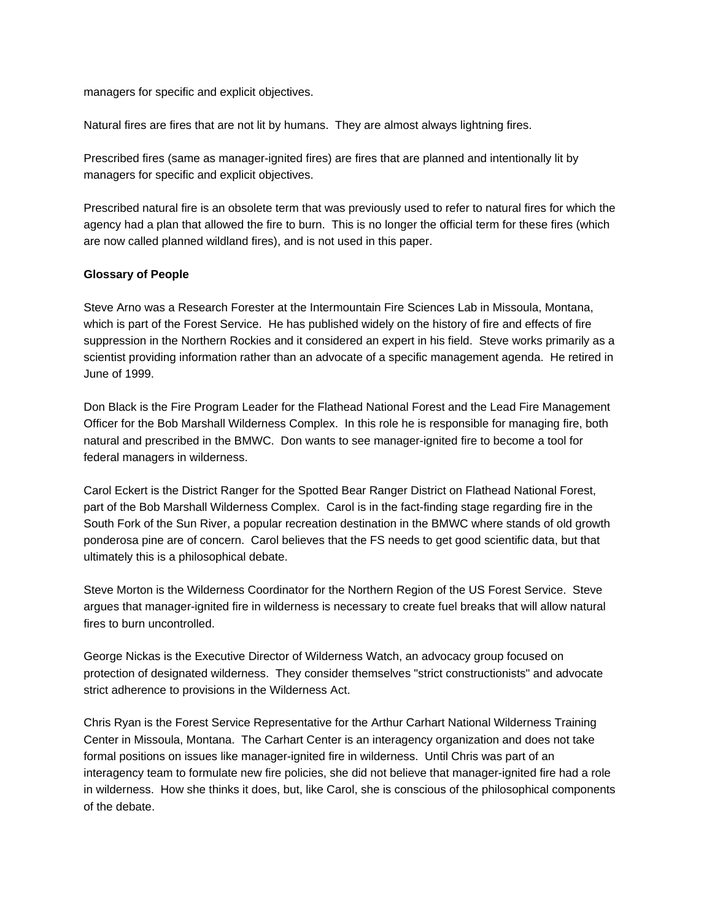managers for specific and explicit objectives.

Natural fires are fires that are not lit by humans. They are almost always lightning fires.

Prescribed fires (same as manager-ignited fires) are fires that are planned and intentionally lit by managers for specific and explicit objectives.

Prescribed natural fire is an obsolete term that was previously used to refer to natural fires for which the agency had a plan that allowed the fire to burn. This is no longer the official term for these fires (which are now called planned wildland fires), and is not used in this paper.

**Glossary of People**

Steve Arno was a Research Forester at the Intermountain Fire Sciences Lab in Missoula, Montana, which is part of the Forest Service. He has published widely on the history of fire and effects of fire suppression in the Northern Rockies and it considered an expert in his field. Steve works primarily as a scientist providing information rather than an advocate of a specific management agenda. He retired in June of 1999.

Don Black is the Fire Program Leader for the Flathead National Forest and the Lead Fire Management Officer for the Bob Marshall Wilderness Complex. In this role he is responsible for managing fire, both natural and prescribed in the BMWC. Don wants to see manager-ignited fire to become a tool for federal managers in wilderness.

Carol Eckert is the District Ranger for the Spotted Bear Ranger District on Flathead National Forest, part of the Bob Marshall Wilderness Complex. Carol is in the fact-finding stage regarding fire in the South Fork of the Sun River, a popular recreation destination in the BMWC where stands of old growth ponderosa pine are of concern. Carol believes that the FS needs to get good scientific data, but that ultimately this is a philosophical debate.

Steve Morton is the Wilderness Coordinator for the Northern Region of the US Forest Service. Steve argues that manager-ignited fire in wilderness is necessary to create fuel breaks that will allow natural fires to burn uncontrolled.

George Nickas is the Executive Director of Wilderness Watch, an advocacy group focused on protection of designated wilderness. They consider themselves "strict constructionists" and advocate strict adherence to provisions in the Wilderness Act.

Chris Ryan is the Forest Service Representative for the Arthur Carhart National Wilderness Training Center in Missoula, Montana. The Carhart Center is an interagency organization and does not take formal positions on issues like manager-ignited fire in wilderness. Until Chris was part of an interagency team to formulate new fire policies, she did not believe that manager-ignited fire had a role in wilderness. How she thinks it does, but, like Carol, she is conscious of the philosophical components of the debate.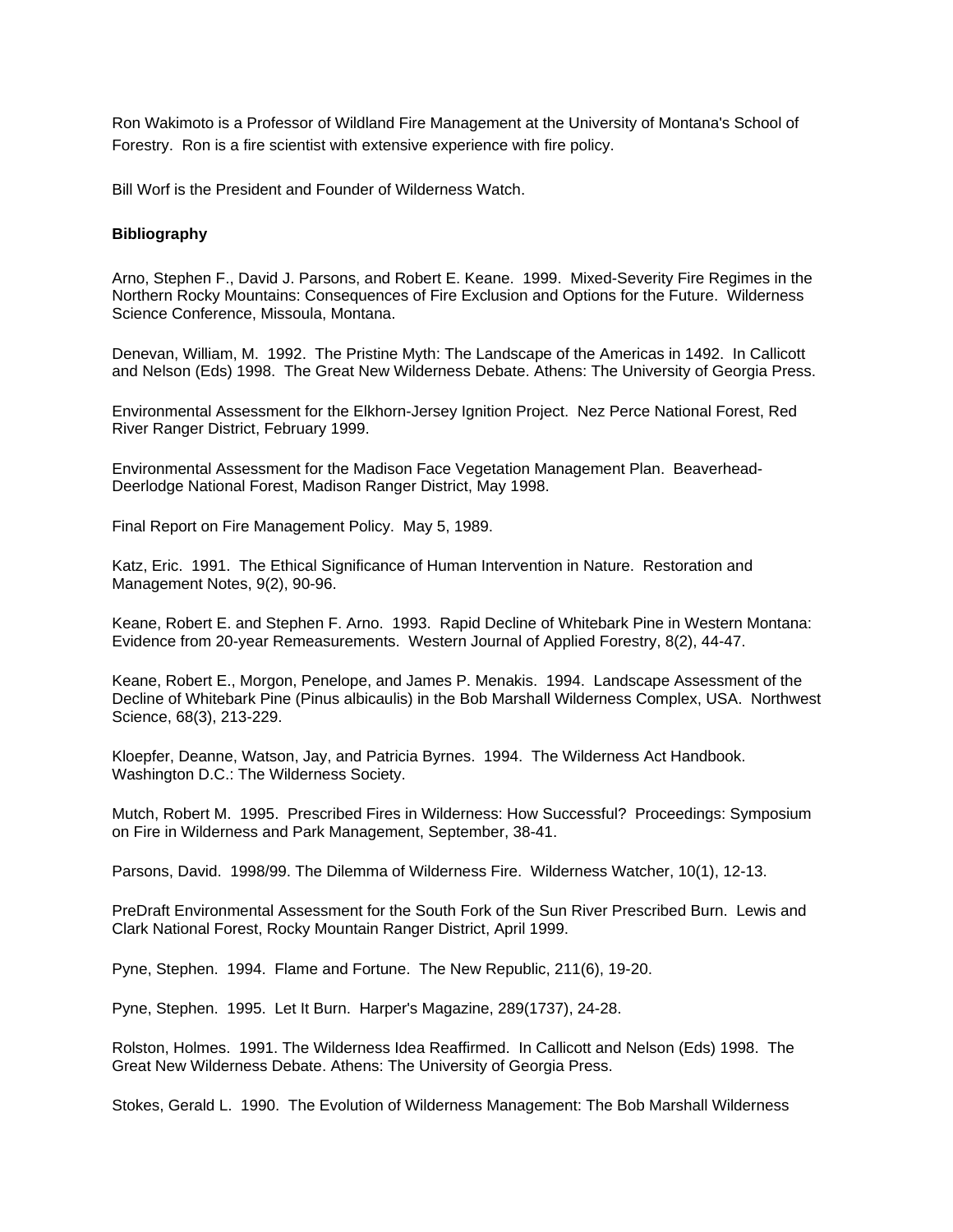Ron Wakimoto is a Professor of Wildland Fire Management at the University of Montana's School of Forestry. Ron is a fire scientist with extensive experience with fire policy.

Bill Worf is the President and Founder of Wilderness Watch.

**Bibliography**

Arno, Stephen F., David J. Parsons, and Robert E. Keane. 1999. Mixed-Severity Fire Regimes in the Northern Rocky Mountains: Consequences of Fire Exclusion and Options for the Future. Wilderness Science Conference, Missoula, Montana.

Denevan, William, M. 1992. The Pristine Myth: The Landscape of the Americas in 1492. In Callicott and Nelson (Eds) 1998. The Great New Wilderness Debate. Athens: The University of Georgia Press.

Environmental Assessment for the Elkhorn-Jersey Ignition Project. Nez Perce National Forest, Red River Ranger District, February 1999.

Environmental Assessment for the Madison Face Vegetation Management Plan. Beaverhead-Deerlodge National Forest, Madison Ranger District, May 1998.

Final Report on Fire Management Policy. May 5, 1989.

Katz, Eric. 1991. The Ethical Significance of Human Intervention in Nature. Restoration and Management Notes, 9(2), 90-96.

Keane, Robert E. and Stephen F. Arno. 1993. Rapid Decline of Whitebark Pine in Western Montana: Evidence from 20-year Remeasurements. Western Journal of Applied Forestry, 8(2), 44-47.

Keane, Robert E., Morgon, Penelope, and James P. Menakis. 1994. Landscape Assessment of the Decline of Whitebark Pine (Pinus albicaulis) in the Bob Marshall Wilderness Complex, USA. Northwest Science, 68(3), 213-229.

Kloepfer, Deanne, Watson, Jay, and Patricia Byrnes. 1994. The Wilderness Act Handbook. Washington D.C.: The Wilderness Society.

Mutch, Robert M. 1995. Prescribed Fires in Wilderness: How Successful? Proceedings: Symposium on Fire in Wilderness and Park Management, September, 38-41.

Parsons, David. 1998/99. The Dilemma of Wilderness Fire. Wilderness Watcher, 10(1), 12-13.

PreDraft Environmental Assessment for the South Fork of the Sun River Prescribed Burn. Lewis and Clark National Forest, Rocky Mountain Ranger District, April 1999.

Pyne, Stephen. 1994. Flame and Fortune. The New Republic, 211(6), 19-20.

Pyne, Stephen. 1995. Let It Burn. Harper's Magazine, 289(1737), 24-28.

Rolston, Holmes. 1991. The Wilderness Idea Reaffirmed. In Callicott and Nelson (Eds) 1998. The Great New Wilderness Debate. Athens: The University of Georgia Press.

Stokes, Gerald L. 1990. The Evolution of Wilderness Management: The Bob Marshall Wilderness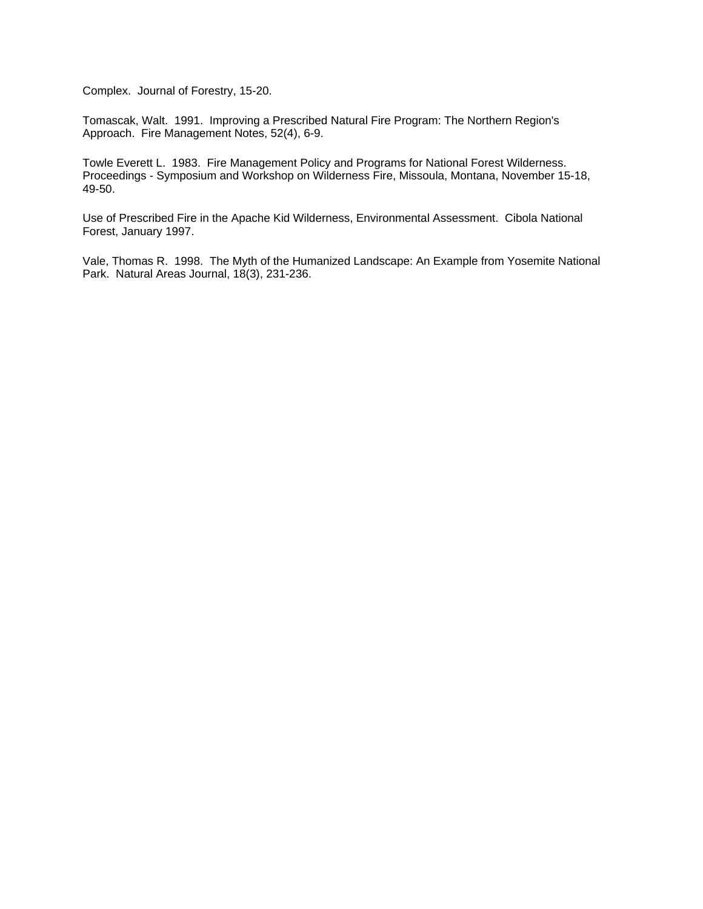Complex. Journal of Forestry, 15-20.

Tomascak, Walt. 1991. Improving a Prescribed Natural Fire Program: The Northern Region's Approach. Fire Management Notes, 52(4), 6-9.

Towle Everett L. 1983. Fire Management Policy and Programs for National Forest Wilderness. Proceedings - Symposium and Workshop on Wilderness Fire, Missoula, Montana, November 15-18, 49-50.

Use of Prescribed Fire in the Apache Kid Wilderness, Environmental Assessment. Cibola National Forest, January 1997.

Vale, Thomas R. 1998. The Myth of the Humanized Landscape: An Example from Yosemite National Park. Natural Areas Journal, 18(3), 231-236.